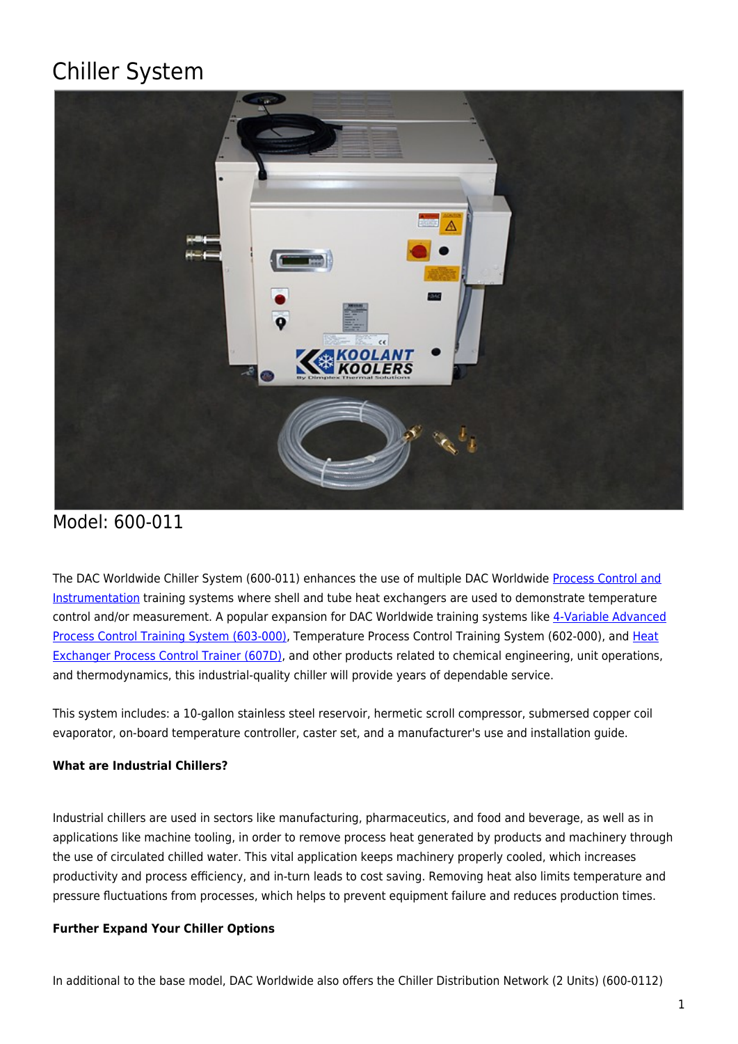# Chiller System

Model: 600-011

The DAC Worldwide Chiller System (600-011) enhances the use of multiple DAC Worldwide Process Control and Instrumentation training systems where shell and tube heat exchangers are used to demonstrate temperature control and/or measurement. A popular expansion for DAC Worldwide training systems like 4-Variable Advanced Process Control Training System (603-000), Temperature Process Control Training System (602-000), and Heat Exchanger Process Control Trainer (607D), and other products related to chemical engineering, unit operations, and thermodynamics, this industrial-quality chiller will provide years of dependable service.

This system includes: a 10-gallon stainless steel reservoir, hermetic scroll compressor, submersed copper coil evaporator, on-board temperature controller, caster set, and a manufacturer's use and installation guide.

**What are Industrial Chillers?**

Industrial chillers are used in sectors like manufacturing, pharmaceuticals, and food and beverage, as well as in applications like machine tooling, in order to remove process heat generated by products and machinery through the use of circulated chilled water. This vital application keeps machinery properly cooled, which increases productivity and process efficiency, and in-turn leads to cost saving. Removing heat also limits temperature and pressure fluctuations from processes, which helps to prevent equipment failure and reduces production times.

**Further Expand Your Chiller Options**

In additional to the base model, DAC Worldwide also offers the Chiller Distribution Network (2 Units) (600-0112)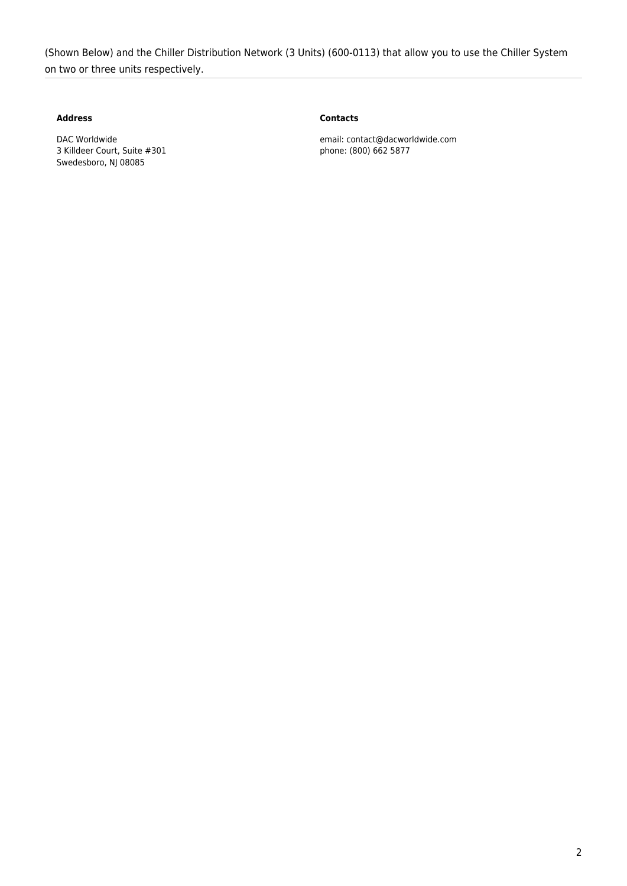(Shown Below) and the Chiller Distribution Network (3 Units) (600-0113) that allow you to use the Chiller System on two or three units respectively.

**Address**

DAC Worldwide
3 Killdeer Court, Suite #301
Swedesboro, NJ 08085

**Contacts**

email: contact@dacworldwide.com
phone: (800) 662 5877